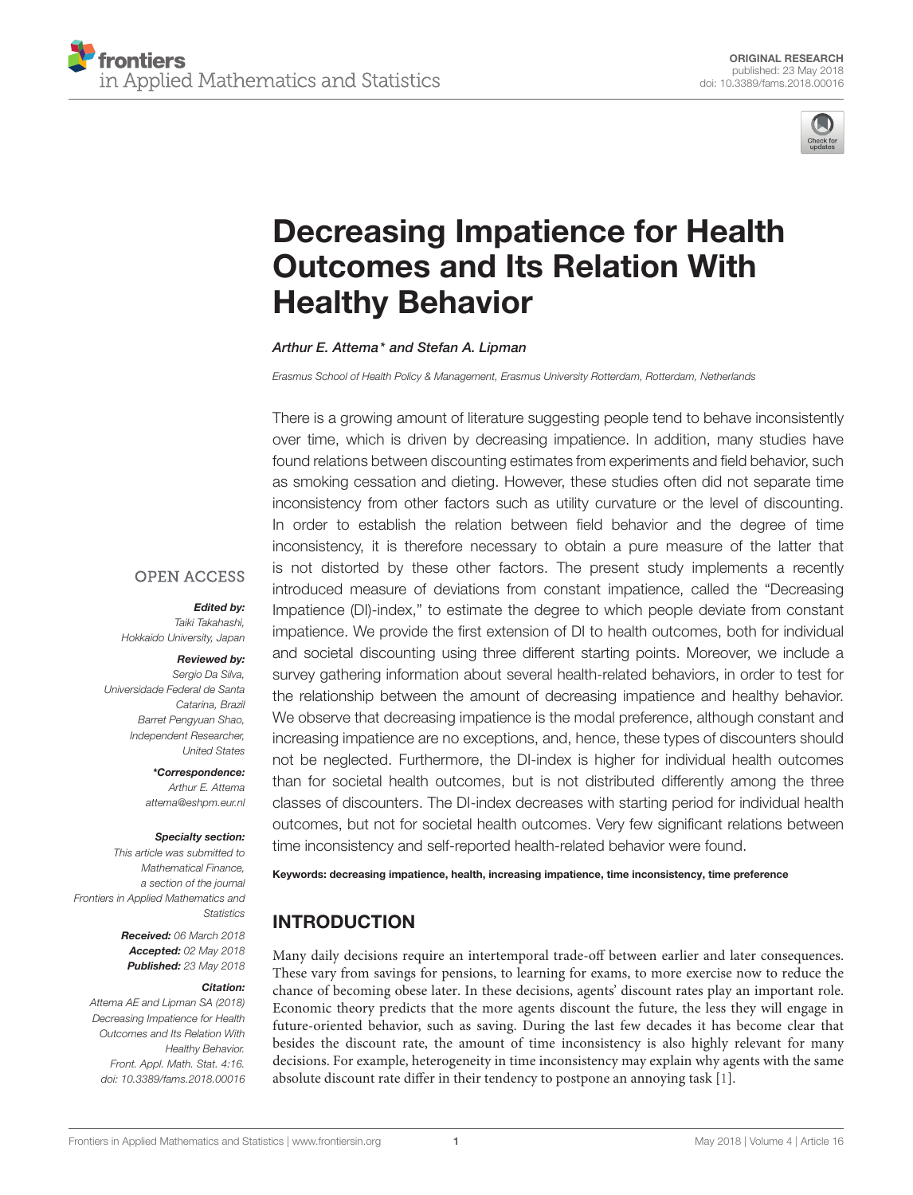ORIGINAL RESEARCH
published: 23 May 2018
doi: 10.3389/fams.2018.00016

# Decreasing Impatience for Health Outcomes and Its Relation With Healthy Behavior

*Arthur E. Attema\* and Stefan A. Lipman*

*Erasmus School of Health Policy & Management, Erasmus University Rotterdam, Rotterdam, Netherlands*

There is a growing amount of literature suggesting people tend to behave inconsistently over time, which is driven by decreasing impatience. In addition, many studies have found relations between discounting estimates from experiments and field behavior, such as smoking cessation and dieting. However, these studies often did not separate time inconsistency from other factors such as utility curvature or the level of discounting. In order to establish the relation between field behavior and the degree of time inconsistency, it is therefore necessary to obtain a pure measure of the latter that is not distorted by these other factors. The present study implements a recently introduced measure of deviations from constant impatience, called the "Decreasing Impatience (DI)-index," to estimate the degree to which people deviate from constant impatience. We provide the first extension of DI to health outcomes, both for individual and societal discounting using three different starting points. Moreover, we include a survey gathering information about several health-related behaviors, in order to test for the relationship between the amount of decreasing impatience and healthy behavior. We observe that decreasing impatience is the modal preference, although constant and increasing impatience are no exceptions, and, hence, these types of discounters should not be neglected. Furthermore, the DI-index is higher for individual health outcomes than for societal health outcomes, but is not distributed differently among the three classes of discounters. The DI-index decreases with starting period for individual health outcomes, but not for societal health outcomes. Very few significant relations between time inconsistency and self-reported health-related behavior were found.

**Keywords: decreasing impatience, health, increasing impatience, time inconsistency, time preference**

OPEN ACCESS

***Edited by:***
*Taiki Takahashi, Hokkaido University, Japan*

***Reviewed by:***
*Sergio Da Silva, Universidade Federal de Santa Catarina, Brazil*
*Barret Pengyuan Shao, Independent Researcher, United States*

***\*Correspondence:***
*Arthur E. Attema*
*attema@eshpm.eur.nl*

***Specialty section:***
*This article was submitted to Mathematical Finance, a section of the journal Frontiers in Applied Mathematics and Statistics*

***Received:*** *06 March 2018*
***Accepted:*** *02 May 2018*
***Published:*** *23 May 2018*

***Citation:***
*Attema AE and Lipman SA (2018) Decreasing Impatience for Health Outcomes and Its Relation With Healthy Behavior. Front. Appl. Math. Stat. 4:16. doi: 10.3389/fams.2018.00016*

## INTRODUCTION

Many daily decisions require an intertemporal trade-off between earlier and later consequences. These vary from savings for pensions, to learning for exams, to more exercise now to reduce the chance of becoming obese later. In these decisions, agents' discount rates play an important role. Economic theory predicts that the more agents discount the future, the less they will engage in future-oriented behavior, such as saving. During the last few decades it has become clear that besides the discount rate, the amount of time inconsistency is also highly relevant for many decisions. For example, heterogeneity in time inconsistency may explain why agents with the same absolute discount rate differ in their tendency to postpone an annoying task [1].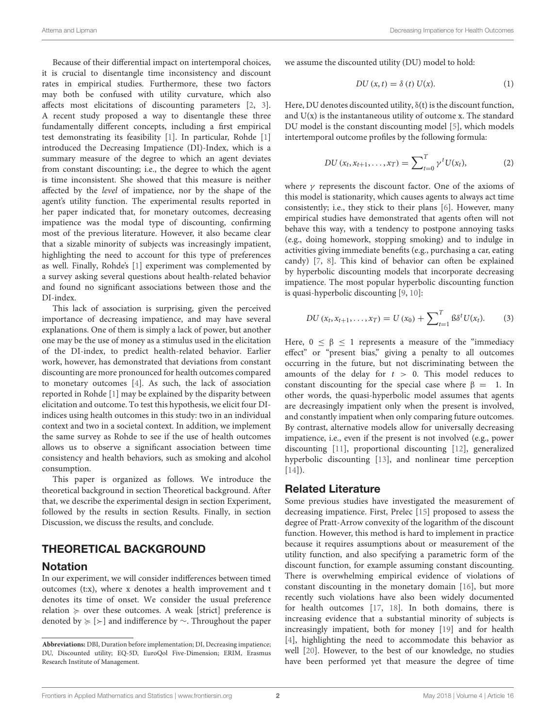Because of their differential impact on intertemporal choices, it is crucial to disentangle time inconsistency and discount rates in empirical studies. Furthermore, these two factors may both be confused with utility curvature, which also affects most elicitations of discounting parameters [2, 3]. A recent study proposed a way to disentangle these three fundamentally different concepts, including a first empirical test demonstrating its feasibility [1]. In particular, Rohde [1] introduced the Decreasing Impatience (DI)-Index, which is a summary measure of the degree to which an agent deviates from constant discounting; i.e., the degree to which the agent is time inconsistent. She showed that this measure is neither affected by the *level* of impatience, nor by the shape of the agent's utility function. The experimental results reported in her paper indicated that, for monetary outcomes, decreasing impatience was the modal type of discounting, confirming most of the previous literature. However, it also became clear that a sizable minority of subjects was increasingly impatient, highlighting the need to account for this type of preferences as well. Finally, Rohde's [1] experiment was complemented by a survey asking several questions about health-related behavior and found no significant associations between those and the DI-index.

This lack of association is surprising, given the perceived importance of decreasing impatience, and may have several explanations. One of them is simply a lack of power, but another one may be the use of money as a stimulus used in the elicitation of the DI-index, to predict health-related behavior. Earlier work, however, has demonstrated that deviations from constant discounting are more pronounced for health outcomes compared to monetary outcomes [4]. As such, the lack of association reported in Rohde [1] may be explained by the disparity between elicitation and outcome. To test this hypothesis, we elicit four DI-indices using health outcomes in this study: two in an individual context and two in a societal context. In addition, we implement the same survey as Rohde to see if the use of health outcomes allows us to observe a significant association between time consistency and health behaviors, such as smoking and alcohol consumption.

This paper is organized as follows. We introduce the theoretical background in section Theoretical background. After that, we describe the experimental design in section Experiment, followed by the results in section Results. Finally, in section Discussion, we discuss the results, and conclude.

## THEORETICAL BACKGROUND

### Notation

In our experiment, we will consider indifferences between timed outcomes (t:x), where x denotes a health improvement and t denotes its time of onset. We consider the usual preference relation $\succcurlyeq$ over these outcomes. A weak [strict] preference is denoted by $\succcurlyeq$ [$\succ$] and indifference by $\sim$. Throughout the paper we assume the discounted utility (DU) model to hold:

$$DU\,(x, t) = \delta\,(t)\,U(x). \tag{1}$$

Here, DU denotes discounted utility, δ(t) is the discount function, and U(x) is the instantaneous utility of outcome x. The standard DU model is the constant discounting model [5], which models intertemporal outcome profiles by the following formula:

$$DU\,(x_t, x_{t+1}, \ldots, x_T) = \sum\nolimits_{t=0}^{T} \gamma^t U(x_t), \tag{2}$$

where $\gamma$ represents the discount factor. One of the axioms of this model is stationarity, which causes agents to always act time consistently; i.e., they stick to their plans [6]. However, many empirical studies have demonstrated that agents often will not behave this way, with a tendency to postpone annoying tasks (e.g., doing homework, stopping smoking) and to indulge in activities giving immediate benefits (e.g., purchasing a car, eating candy) [7, 8]. This kind of behavior can often be explained by hyperbolic discounting models that incorporate decreasing impatience. The most popular hyperbolic discounting function is quasi-hyperbolic discounting [9, 10]:

$$DU\,(x_t, x_{t+1}, \ldots, x_T) = U\,(x_0) + \sum\nolimits_{t=1}^{T} \beta\delta^t U(x_t). \tag{3}$$

Here, $0 \leq \beta \leq 1$ represents a measure of the "immediacy effect" or "present bias," giving a penalty to all outcomes occurring in the future, but not discriminating between the amounts of the delay for $t > 0$. This model reduces to constant discounting for the special case where $\beta = 1$. In other words, the quasi-hyperbolic model assumes that agents are decreasingly impatient only when the present is involved, and constantly impatient when only comparing future outcomes. By contrast, alternative models allow for universally decreasing impatience, i.e., even if the present is not involved (e.g., power discounting [11], proportional discounting [12], generalized hyperbolic discounting [13], and nonlinear time perception [14]).

### Related Literature

Some previous studies have investigated the measurement of decreasing impatience. First, Prelec [15] proposed to assess the degree of Pratt-Arrow convexity of the logarithm of the discount function. However, this method is hard to implement in practice because it requires assumptions about or measurement of the utility function, and also specifying a parametric form of the discount function, for example assuming constant discounting. There is overwhelming empirical evidence of violations of constant discounting in the monetary domain [16], but more recently such violations have also been widely documented for health outcomes [17, 18]. In both domains, there is increasing evidence that a substantial minority of subjects is increasingly impatient, both for money [19] and for health [4], highlighting the need to accommodate this behavior as well [20]. However, to the best of our knowledge, no studies have been performed yet that measure the degree of time

**Abbreviations:** DBI, Duration before implementation; DI, Decreasing impatience; DU, Discounted utility; EQ-5D, EuroQol Five-Dimension; ERIM, Erasmus Research Institute of Management.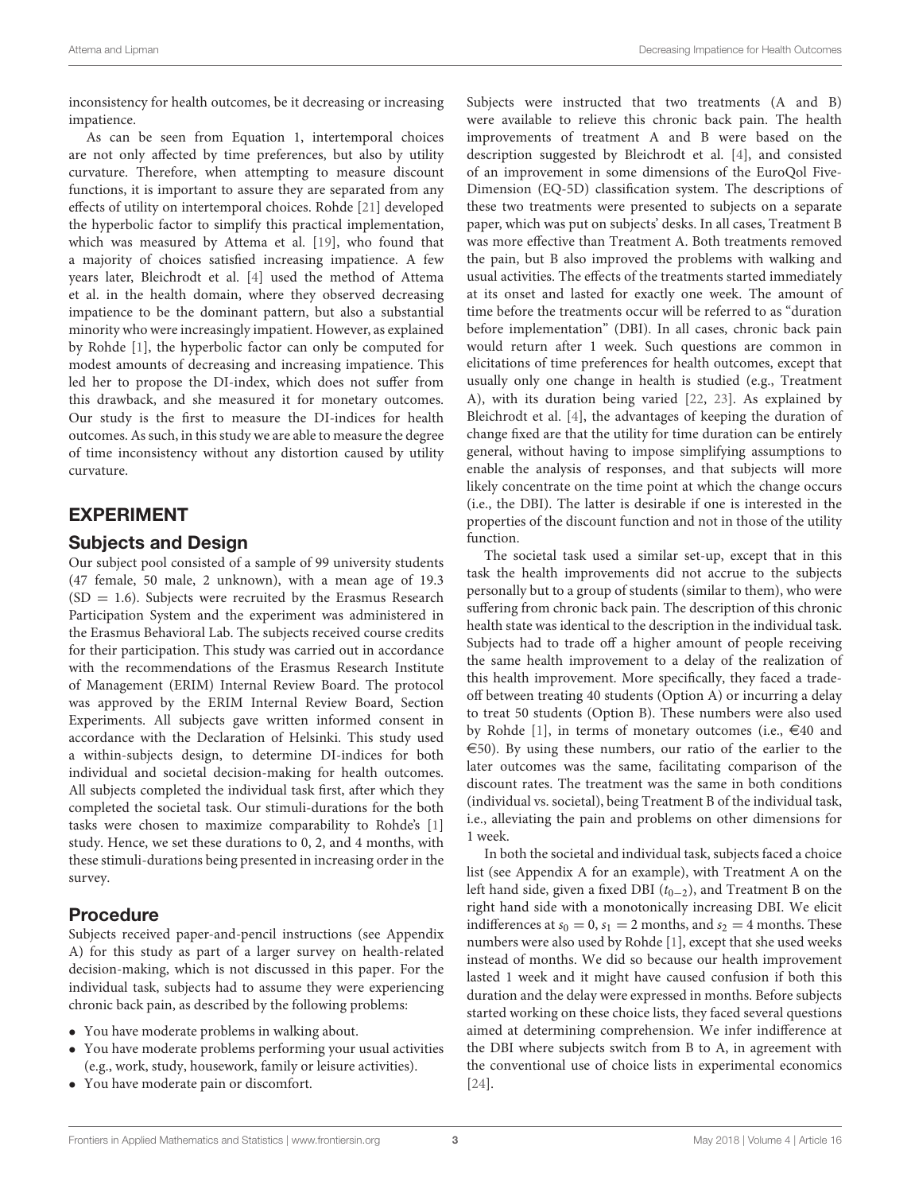inconsistency for health outcomes, be it decreasing or increasing impatience.

As can be seen from Equation 1, intertemporal choices are not only affected by time preferences, but also by utility curvature. Therefore, when attempting to measure discount functions, it is important to assure they are separated from any effects of utility on intertemporal choices. Rohde [21] developed the hyperbolic factor to simplify this practical implementation, which was measured by Attema et al. [19], who found that a majority of choices satisfied increasing impatience. A few years later, Bleichrodt et al. [4] used the method of Attema et al. in the health domain, where they observed decreasing impatience to be the dominant pattern, but also a substantial minority who were increasingly impatient. However, as explained by Rohde [1], the hyperbolic factor can only be computed for modest amounts of decreasing and increasing impatience. This led her to propose the DI-index, which does not suffer from this drawback, and she measured it for monetary outcomes. Our study is the first to measure the DI-indices for health outcomes. As such, in this study we are able to measure the degree of time inconsistency without any distortion caused by utility curvature.

# EXPERIMENT

## Subjects and Design

Our subject pool consisted of a sample of 99 university students (47 female, 50 male, 2 unknown), with a mean age of 19.3 (SD = 1.6). Subjects were recruited by the Erasmus Research Participation System and the experiment was administered in the Erasmus Behavioral Lab. The subjects received course credits for their participation. This study was carried out in accordance with the recommendations of the Erasmus Research Institute of Management (ERIM) Internal Review Board. The protocol was approved by the ERIM Internal Review Board, Section Experiments. All subjects gave written informed consent in accordance with the Declaration of Helsinki. This study used a within-subjects design, to determine DI-indices for both individual and societal decision-making for health outcomes. All subjects completed the individual task first, after which they completed the societal task. Our stimuli-durations for the both tasks were chosen to maximize comparability to Rohde's [1] study. Hence, we set these durations to 0, 2, and 4 months, with these stimuli-durations being presented in increasing order in the survey.

## Procedure

Subjects received paper-and-pencil instructions (see Appendix A) for this study as part of a larger survey on health-related decision-making, which is not discussed in this paper. For the individual task, subjects had to assume they were experiencing chronic back pain, as described by the following problems:

- You have moderate problems in walking about.
- You have moderate problems performing your usual activities (e.g., work, study, housework, family or leisure activities).
- You have moderate pain or discomfort.

Subjects were instructed that two treatments (A and B) were available to relieve this chronic back pain. The health improvements of treatment A and B were based on the description suggested by Bleichrodt et al. [4], and consisted of an improvement in some dimensions of the EuroQol Five-Dimension (EQ-5D) classification system. The descriptions of these two treatments were presented to subjects on a separate paper, which was put on subjects' desks. In all cases, Treatment B was more effective than Treatment A. Both treatments removed the pain, but B also improved the problems with walking and usual activities. The effects of the treatments started immediately at its onset and lasted for exactly one week. The amount of time before the treatments occur will be referred to as "duration before implementation" (DBI). In all cases, chronic back pain would return after 1 week. Such questions are common in elicitations of time preferences for health outcomes, except that usually only one change in health is studied (e.g., Treatment A), with its duration being varied [22, 23]. As explained by Bleichrodt et al. [4], the advantages of keeping the duration of change fixed are that the utility for time duration can be entirely general, without having to impose simplifying assumptions to enable the analysis of responses, and that subjects will more likely concentrate on the time point at which the change occurs (i.e., the DBI). The latter is desirable if one is interested in the properties of the discount function and not in those of the utility function.

The societal task used a similar set-up, except that in this task the health improvements did not accrue to the subjects personally but to a group of students (similar to them), who were suffering from chronic back pain. The description of this chronic health state was identical to the description in the individual task. Subjects had to trade off a higher amount of people receiving the same health improvement to a delay of the realization of this health improvement. More specifically, they faced a trade-off between treating 40 students (Option A) or incurring a delay to treat 50 students (Option B). These numbers were also used by Rohde [1], in terms of monetary outcomes (i.e., €40 and €50). By using these numbers, our ratio of the earlier to the later outcomes was the same, facilitating comparison of the discount rates. The treatment was the same in both conditions (individual vs. societal), being Treatment B of the individual task, i.e., alleviating the pain and problems on other dimensions for 1 week.

In both the societal and individual task, subjects faced a choice list (see Appendix A for an example), with Treatment A on the left hand side, given a fixed DBI ($t_{0-2}$), and Treatment B on the right hand side with a monotonically increasing DBI. We elicit indifferences at $s_0 = 0$, $s_1 = 2$ months, and $s_2 = 4$ months. These numbers were also used by Rohde [1], except that she used weeks instead of months. We did so because our health improvement lasted 1 week and it might have caused confusion if both this duration and the delay were expressed in months. Before subjects started working on these choice lists, they faced several questions aimed at determining comprehension. We infer indifference at the DBI where subjects switch from B to A, in agreement with the conventional use of choice lists in experimental economics [24].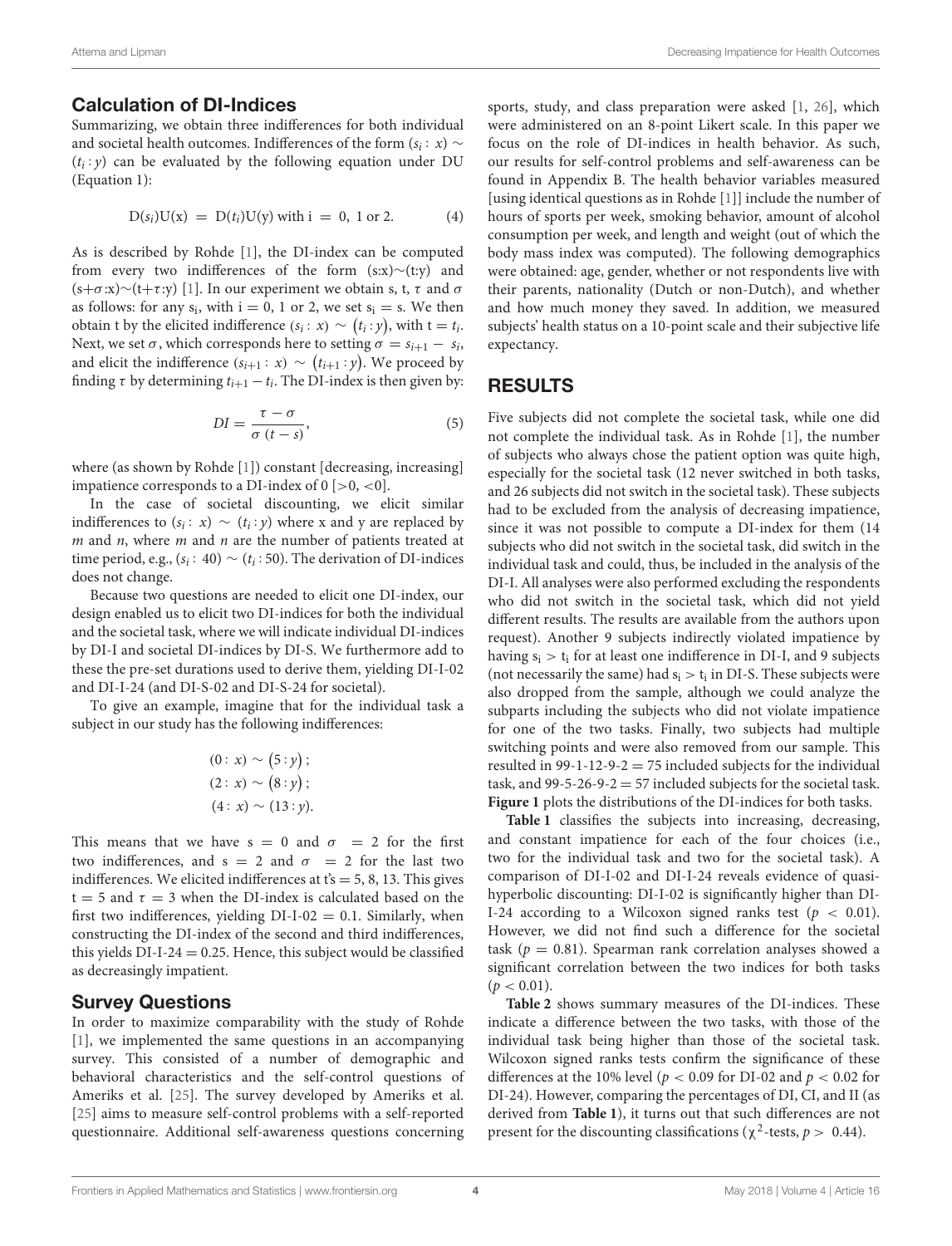## Calculation of DI-Indices

Summarizing, we obtain three indifferences for both individual and societal health outcomes. Indifferences of the form $(s_i : x) \sim (t_i : y)$ can be evaluated by the following equation under DU (Equation 1):

$$D(s_i)U(x) = D(t_i)U(y) \text{ with } i = 0, 1 \text{ or } 2. \quad (4)$$

As is described by Rohde [1], the DI-index can be computed from every two indifferences of the form (s:x)∼(t:y) and (s+σ:x)∼(t+τ:y) [1]. In our experiment we obtain s, t, τ and σ as follows: for any $s_i$, with i = 0, 1 or 2, we set $s_i$ = s. We then obtain t by the elicited indifference $(s_i : x) \sim (t_i : y)$, with $t = t_i$. Next, we set σ, which corresponds here to setting $\sigma = s_{i+1} - s_i$, and elicit the indifference $(s_{i+1} : x) \sim (t_{i+1} : y)$. We proceed by finding τ by determining $t_{i+1} - t_i$. The DI-index is then given by:

$$DI = \frac{\tau - \sigma}{\sigma\,(t - s)}, \quad (5)$$

where (as shown by Rohde [1]) constant [decreasing, increasing] impatience corresponds to a DI-index of 0 [>0, <0].

In the case of societal discounting, we elicit similar indifferences to $(s_i : x) \sim (t_i : y)$ where x and y are replaced by m and n, where m and n are the number of patients treated at time period, e.g., $(s_i : 40) \sim (t_i : 50)$. The derivation of DI-indices does not change.

Because two questions are needed to elicit one DI-index, our design enabled us to elicit two DI-indices for both the individual and the societal task, where we will indicate individual DI-indices by DI-I and societal DI-indices by DI-S. We furthermore add to these the pre-set durations used to derive them, yielding DI-I-02 and DI-I-24 (and DI-S-02 and DI-S-24 for societal).

To give an example, imagine that for the individual task a subject in our study has the following indifferences:

$$(0 : x) \sim (5 : y);$$
$$(2 : x) \sim (8 : y);$$
$$(4 : x) \sim (13 : y).$$

This means that we have s = 0 and σ = 2 for the first two indifferences, and s = 2 and σ = 2 for the last two indifferences. We elicited indifferences at t's = 5, 8, 13. This gives t = 5 and τ = 3 when the DI-index is calculated based on the first two indifferences, yielding DI-I-02 = 0.1. Similarly, when constructing the DI-index of the second and third indifferences, this yields DI-I-24 = 0.25. Hence, this subject would be classified as decreasingly impatient.

## Survey Questions

In order to maximize comparability with the study of Rohde [1], we implemented the same questions in an accompanying survey. This consisted of a number of demographic and behavioral characteristics and the self-control questions of Ameriks et al. [25]. The survey developed by Ameriks et al. [25] aims to measure self-control problems with a self-reported questionnaire. Additional self-awareness questions concerning sports, study, and class preparation were asked [1, 26], which were administered on an 8-point Likert scale. In this paper we focus on the role of DI-indices in health behavior. As such, our results for self-control problems and self-awareness can be found in Appendix B. The health behavior variables measured [using identical questions as in Rohde [1]] include the number of hours of sports per week, smoking behavior, amount of alcohol consumption per week, and length and weight (out of which the body mass index was computed). The following demographics were obtained: age, gender, whether or not respondents live with their parents, nationality (Dutch or non-Dutch), and whether and how much money they saved. In addition, we measured subjects' health status on a 10-point scale and their subjective life expectancy.

## RESULTS

Five subjects did not complete the societal task, while one did not complete the individual task. As in Rohde [1], the number of subjects who always chose the patient option was quite high, especially for the societal task (12 never switched in both tasks, and 26 subjects did not switch in the societal task). These subjects had to be excluded from the analysis of decreasing impatience, since it was not possible to compute a DI-index for them (14 subjects who did not switch in the societal task, did switch in the individual task and could, thus, be included in the analysis of the DI-I. All analyses were also performed excluding the respondents who did not switch in the societal task, which did not yield different results. The results are available from the authors upon request). Another 9 subjects indirectly violated impatience by having $s_i > t_i$ for at least one indifference in DI-I, and 9 subjects (not necessarily the same) had $s_i > t_i$ in DI-S. These subjects were also dropped from the sample, although we could analyze the subparts including the subjects who did not violate impatience for one of the two tasks. Finally, two subjects had multiple switching points and were also removed from our sample. This resulted in 99-1-12-9-2 = 75 included subjects for the individual task, and 99-5-26-9-2 = 57 included subjects for the societal task. **Figure 1** plots the distributions of the DI-indices for both tasks.

**Table 1** classifies the subjects into increasing, decreasing, and constant impatience for each of the four choices (i.e., two for the individual task and two for the societal task). A comparison of DI-I-02 and DI-I-24 reveals evidence of quasi-hyperbolic discounting: DI-I-02 is significantly higher than DI-I-24 according to a Wilcoxon signed ranks test ($p < 0.01$). However, we did not find such a difference for the societal task ($p = 0.81$). Spearman rank correlation analyses showed a significant correlation between the two indices for both tasks ($p < 0.01$).

**Table 2** shows summary measures of the DI-indices. These indicate a difference between the two tasks, with those of the individual task being higher than those of the societal task. Wilcoxon signed ranks tests confirm the significance of these differences at the 10% level ($p < 0.09$ for DI-02 and $p < 0.02$ for DI-24). However, comparing the percentages of DI, CI, and II (as derived from **Table 1**), it turns out that such differences are not present for the discounting classifications ($\chi^2$-tests, $p > 0.44$).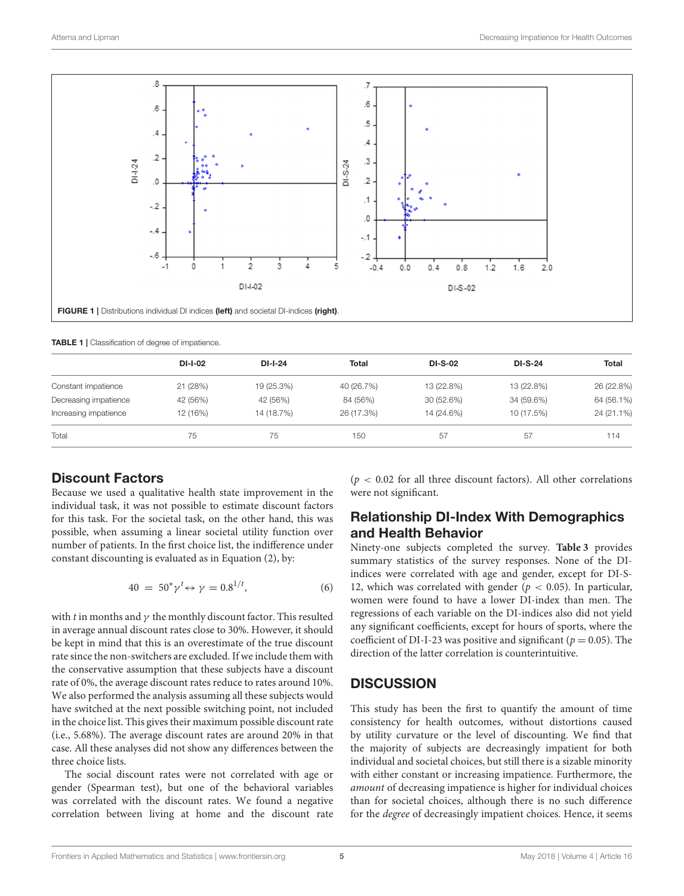FIGURE 1 | Distributions individual DI indices **(left)** and societal DI-indices **(right)**.

TABLE 1 | Classification of degree of impatience.

| | DI-I-02 | DI-I-24 | Total | DI-S-02 | DI-S-24 | Total |
|---|---|---|---|---|---|---|
| Constant impatience | 21 (28%) | 19 (25.3%) | 40 (26.7%) | 13 (22.8%) | 13 (22.8%) | 26 (22.8%) |
| Decreasing impatience | 42 (56%) | 42 (56%) | 84 (56%) | 30 (52.6%) | 34 (59.6%) | 64 (56.1%) |
| Increasing impatience | 12 (16%) | 14 (18.7%) | 26 (17.3%) | 14 (24.6%) | 10 (17.5%) | 24 (21.1%) |
| Total | 75 | 75 | 150 | 57 | 57 | 114 |

## Discount Factors

Because we used a qualitative health state improvement in the individual task, it was not possible to estimate discount factors for this task. For the societal task, on the other hand, this was possible, when assuming a linear societal utility function over number of patients. In the first choice list, the indifference under constant discounting is evaluated as in Equation (2), by:

$$40 = 50^{*}\gamma^{t} \leftrightarrow \gamma = 0.8^{1/t}, \qquad (6)$$

with $t$ in months and $\gamma$ the monthly discount factor. This resulted in average annual discount rates close to 30%. However, it should be kept in mind that this is an overestimate of the true discount rate since the non-switchers are excluded. If we include them with the conservative assumption that these subjects have a discount rate of 0%, the average discount rates reduce to rates around 10%. We also performed the analysis assuming all these subjects would have switched at the next possible switching point, not included in the choice list. This gives their maximum possible discount rate (i.e., 5.68%). The average discount rates are around 20% in that case. All these analyses did not show any differences between the three choice lists.

The social discount rates were not correlated with age or gender (Spearman test), but one of the behavioral variables was correlated with the discount rates. We found a negative correlation between living at home and the discount rate ($p < 0.02$ for all three discount factors). All other correlations were not significant.

## Relationship DI-Index With Demographics and Health Behavior

Ninety-one subjects completed the survey. **Table 3** provides summary statistics of the survey responses. None of the DI-indices were correlated with age and gender, except for DI-S-12, which was correlated with gender ($p < 0.05$). In particular, women were found to have a lower DI-index than men. The regressions of each variable on the DI-indices also did not yield any significant coefficients, except for hours of sports, where the coefficient of DI-I-23 was positive and significant ($p = 0.05$). The direction of the latter correlation is counterintuitive.

# DISCUSSION

This study has been the first to quantify the amount of time consistency for health outcomes, without distortions caused by utility curvature or the level of discounting. We find that the majority of subjects are decreasingly impatient for both individual and societal choices, but still there is a sizable minority with either constant or increasing impatience. Furthermore, the *amount* of decreasing impatience is higher for individual choices than for societal choices, although there is no such difference for the *degree* of decreasingly impatient choices. Hence, it seems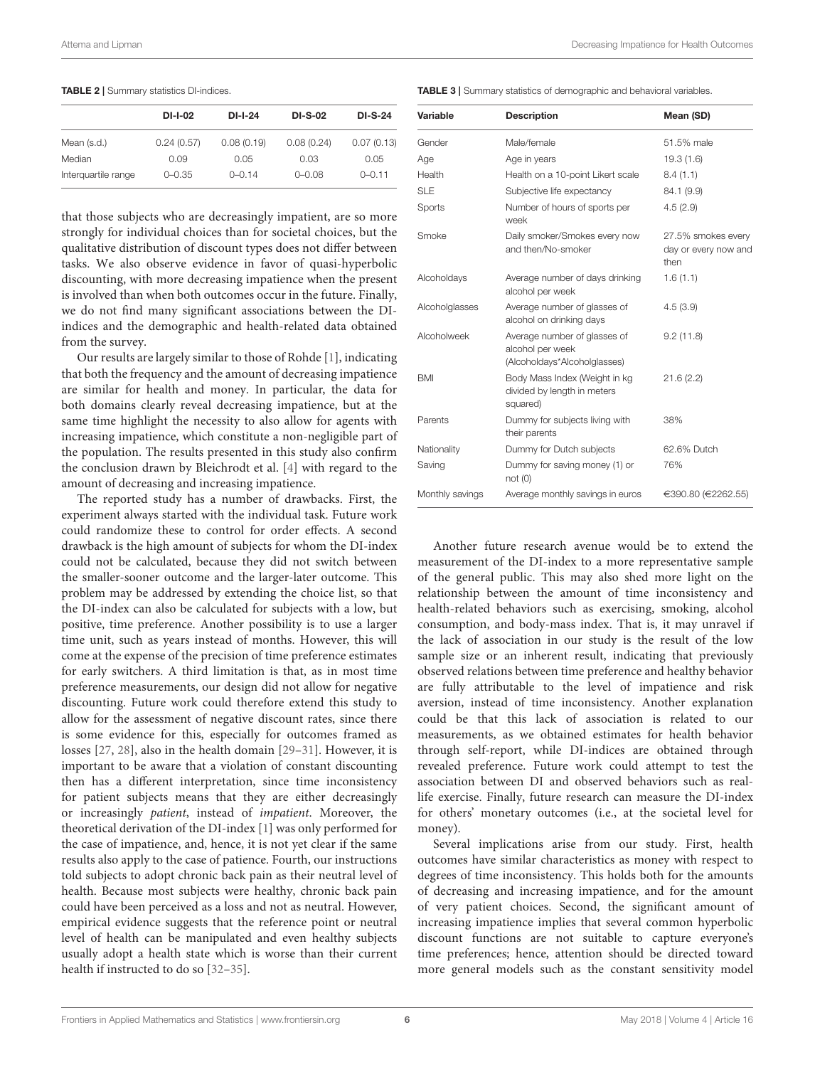**TABLE 2 |** Summary statistics DI-indices.

| | DI-I-02 | DI-I-24 | DI-S-02 | DI-S-24 |
|---|---|---|---|---|
| Mean (s.d.) | 0.24 (0.57) | 0.08 (0.19) | 0.08 (0.24) | 0.07 (0.13) |
| Median | 0.09 | 0.05 | 0.03 | 0.05 |
| Interquartile range | 0–0.35 | 0–0.14 | 0–0.08 | 0–0.11 |

that those subjects who are decreasingly impatient, are so more strongly for individual choices than for societal choices, but the qualitative distribution of discount types does not differ between tasks. We also observe evidence in favor of quasi-hyperbolic discounting, with more decreasing impatience when the present is involved than when both outcomes occur in the future. Finally, we do not find many significant associations between the DI-indices and the demographic and health-related data obtained from the survey.

Our results are largely similar to those of Rohde [1], indicating that both the frequency and the amount of decreasing impatience are similar for health and money. In particular, the data for both domains clearly reveal decreasing impatience, but at the same time highlight the necessity to also allow for agents with increasing impatience, which constitute a non-negligible part of the population. The results presented in this study also confirm the conclusion drawn by Bleichrodt et al. [4] with regard to the amount of decreasing and increasing impatience.

The reported study has a number of drawbacks. First, the experiment always started with the individual task. Future work could randomize these to control for order effects. A second drawback is the high amount of subjects for whom the DI-index could not be calculated, because they did not switch between the smaller-sooner outcome and the larger-later outcome. This problem may be addressed by extending the choice list, so that the DI-index can also be calculated for subjects with a low, but positive, time preference. Another possibility is to use a larger time unit, such as years instead of months. However, this will come at the expense of the precision of time preference estimates for early switchers. A third limitation is that, as in most time preference measurements, our design did not allow for negative discounting. Future work could therefore extend this study to allow for the assessment of negative discount rates, since there is some evidence for this, especially for outcomes framed as losses [27, 28], also in the health domain [29–31]. However, it is important to be aware that a violation of constant discounting then has a different interpretation, since time inconsistency for patient subjects means that they are either decreasingly or increasingly *patient*, instead of *impatient*. Moreover, the theoretical derivation of the DI-index [1] was only performed for the case of impatience, and, hence, it is not yet clear if the same results also apply to the case of patience. Fourth, our instructions told subjects to adopt chronic back pain as their neutral level of health. Because most subjects were healthy, chronic back pain could have been perceived as a loss and not as neutral. However, empirical evidence suggests that the reference point or neutral level of health can be manipulated and even healthy subjects usually adopt a health state which is worse than their current health if instructed to do so [32–35].

**TABLE 3 |** Summary statistics of demographic and behavioral variables.

| Variable | Description | Mean (SD) |
|---|---|---|
| Gender | Male/female | 51.5% male |
| Age | Age in years | 19.3 (1.6) |
| Health | Health on a 10-point Likert scale | 8.4 (1.1) |
| SLE | Subjective life expectancy | 84.1 (9.9) |
| Sports | Number of hours of sports per week | 4.5 (2.9) |
| Smoke | Daily smoker/Smokes every now and then/No-smoker | 27.5% smokes every day or every now and then |
| Alcoholdays | Average number of days drinking alcohol per week | 1.6 (1.1) |
| Alcoholglasses | Average number of glasses of alcohol on drinking days | 4.5 (3.9) |
| Alcoholweek | Average number of glasses of alcohol per week (Alcoholdays*Alcoholglasses) | 9.2 (11.8) |
| BMI | Body Mass Index (Weight in kg divided by length in meters squared) | 21.6 (2.2) |
| Parents | Dummy for subjects living with their parents | 38% |
| Nationality | Dummy for Dutch subjects | 62.6% Dutch |
| Saving | Dummy for saving money (1) or not (0) | 76% |
| Monthly savings | Average monthly savings in euros | €390.80 (€2262.55) |

Another future research avenue would be to extend the measurement of the DI-index to a more representative sample of the general public. This may also shed more light on the relationship between the amount of time inconsistency and health-related behaviors such as exercising, smoking, alcohol consumption, and body-mass index. That is, it may unravel if the lack of association in our study is the result of the low sample size or an inherent result, indicating that previously observed relations between time preference and healthy behavior are fully attributable to the level of impatience and risk aversion, instead of time inconsistency. Another explanation could be that this lack of association is related to our measurements, as we obtained estimates for health behavior through self-report, while DI-indices are obtained through revealed preference. Future work could attempt to test the association between DI and observed behaviors such as real-life exercise. Finally, future research can measure the DI-index for others' monetary outcomes (i.e., at the societal level for money).

Several implications arise from our study. First, health outcomes have similar characteristics as money with respect to degrees of time inconsistency. This holds both for the amounts of decreasing and increasing impatience, and for the amount of very patient choices. Second, the significant amount of increasing impatience implies that several common hyperbolic discount functions are not suitable to capture everyone's time preferences; hence, attention should be directed toward more general models such as the constant sensitivity model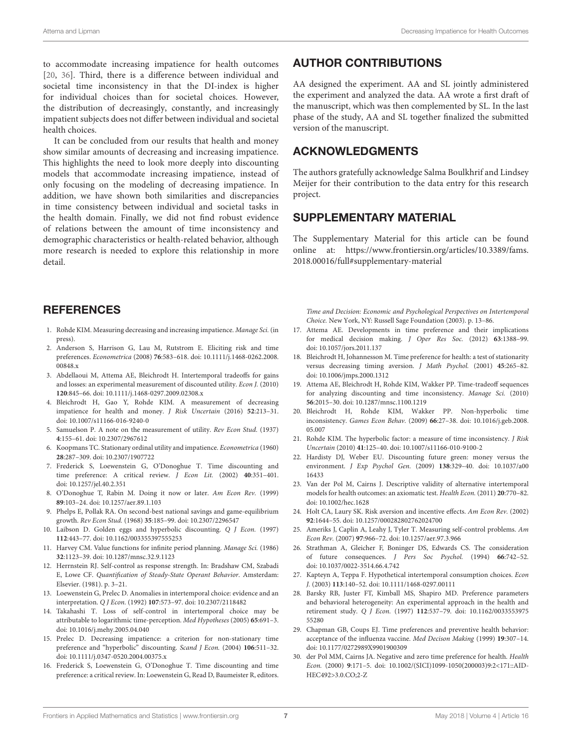to accommodate increasing impatience for health outcomes [20, 36]. Third, there is a difference between individual and societal time inconsistency in that the DI-index is higher for individual choices than for societal choices. However, the distribution of decreasingly, constantly, and increasingly impatient subjects does not differ between individual and societal health choices.

It can be concluded from our results that health and money show similar amounts of decreasing and increasing impatience. This highlights the need to look more deeply into discounting models that accommodate increasing impatience, instead of only focusing on the modeling of decreasing impatience. In addition, we have shown both similarities and discrepancies in time consistency between individual and societal tasks in the health domain. Finally, we did not find robust evidence of relations between the amount of time inconsistency and demographic characteristics or health-related behavior, although more research is needed to explore this relationship in more detail.

## AUTHOR CONTRIBUTIONS

AA designed the experiment. AA and SL jointly administered the experiment and analyzed the data. AA wrote a first draft of the manuscript, which was then complemented by SL. In the last phase of the study, AA and SL together finalized the submitted version of the manuscript.

## ACKNOWLEDGMENTS

The authors gratefully acknowledge Salma Boulkhrif and Lindsey Meijer for their contribution to the data entry for this research project.

## SUPPLEMENTARY MATERIAL

The Supplementary Material for this article can be found online at: https://www.frontiersin.org/articles/10.3389/fams.2018.00016/full#supplementary-material

## REFERENCES

1. Rohde KIM. Measuring decreasing and increasing impatience. *Manage Sci.* (in press).
2. Anderson S, Harrison G, Lau M, Rutstrom E. Eliciting risk and time preferences. *Econometrica* (2008) **76**:583–618. doi: 10.1111/j.1468-0262.2008.00848.x
3. Abdellaoui M, Attema AE, Bleichrodt H. Intertemporal tradeoffs for gains and losses: an experimental measurement of discounted utility. *Econ J.* (2010) **120**:845–66. doi: 10.1111/j.1468-0297.2009.02308.x
4. Bleichrodt H, Gao Y, Rohde KIM. A measurement of decreasing impatience for health and money. *J Risk Uncertain* (2016) **52**:213–31. doi: 10.1007/s11166-016-9240-0
5. Samuelson P. A note on the measurement of utility. *Rev Econ Stud.* (1937) **4**:155–61. doi: 10.2307/2967612
6. Koopmans TC. Stationary ordinal utility and impatience. *Econometrica* (1960) **28**:287–309. doi: 10.2307/1907722
7. Frederick S, Loewenstein G, O'Donoghue T. Time discounting and time preference: A critical review. *J Econ Lit.* (2002) **40**:351–401. doi: 10.1257/jel.40.2.351
8. O'Donoghue T, Rabin M. Doing it now or later. *Am Econ Rev.* (1999) **89**:103–24. doi: 10.1257/aer.89.1.103
9. Phelps E, Pollak RA. On second-best national savings and game-equilibrium growth. *Rev Econ Stud.* (1968) **35**:185–99. doi: 10.2307/2296547
10. Laibson D. Golden eggs and hyperbolic discounting. *Q J Econ.* (1997) **112**:443–77. doi: 10.1162/003355397555253
11. Harvey CM. Value functions for infinite period planning. *Manage Sci.* (1986) **32**:1123–39. doi: 10.1287/mnsc.32.9.1123
12. Herrnstein RJ. Self-control as response strength. In: Bradshaw CM, Szabadi E, Lowe CF. *Quantification of Steady-State Operant Behavior*. Amsterdam: Elsevier. (1981). p. 3–21.
13. Loewenstein G, Prelec D. Anomalies in intertemporal choice: evidence and an interpretation. *Q J Econ.* (1992) **107**:573–97. doi: 10.2307/2118482
14. Takahashi T. Loss of self-control in intertemporal choice may be attributable to logarithmic time-perception. *Med Hypotheses* (2005) **65**:691–3. doi: 10.1016/j.mehy.2005.04.040
15. Prelec D. Decreasing impatience: a criterion for non-stationary time preference and "hyperbolic" discounting. *Scand J Econ.* (2004) **106**:511–32. doi: 10.1111/j.0347-0520.2004.00375.x
16. Frederick S, Loewenstein G, O'Donoghue T. Time discounting and time preference: a critical review. In: Loewenstein G, Read D, Baumeister R, editors. *Time and Decision: Economic and Psychological Perspectives on Intertemporal Choice.* New York, NY: Russell Sage Foundation (2003). p. 13–86.
17. Attema AE. Developments in time preference and their implications for medical decision making. *J Oper Res Soc.* (2012) **63**:1388–99. doi: 10.1057/jors.2011.137
18. Bleichrodt H, Johannesson M. Time preference for health: a test of stationarity versus decreasing timing aversion. *J Math Psychol.* (2001) **45**:265–82. doi: 10.1006/jmps.2000.1312
19. Attema AE, Bleichrodt H, Rohde KIM, Wakker PP. Time-tradeoff sequences for analyzing discounting and time inconsistency. *Manage Sci.* (2010) **56**:2015–30. doi: 10.1287/mnsc.1100.1219
20. Bleichrodt H, Rohde KIM, Wakker PP. Non-hyperbolic time inconsistency. *Games Econ Behav.* (2009) **66**:27–38. doi: 10.1016/j.geb.2008.05.007
21. Rohde KIM. The hyperbolic factor: a measure of time inconsistency. *J Risk Uncertain* (2010) **41**:125–40. doi: 10.1007/s11166-010-9100-2
22. Hardisty DJ, Weber EU. Discounting future green: money versus the environment. *J Exp Psychol Gen.* (2009) **138**:329–40. doi: 10.1037/a0016433
23. Van der Pol M, Cairns J. Descriptive validity of alternative intertemporal models for health outcomes: an axiomatic test. *Health Econ.* (2011) **20**:770–82. doi: 10.1002/hec.1628
24. Holt CA, Laury SK. Risk aversion and incentive effects. *Am Econ Rev.* (2002) **92**:1644–55. doi: 10.1257/000282802762024700
25. Ameriks J, Caplin A, Leahy J, Tyler T. Measuring self-control problems. *Am Econ Rev.* (2007) **97**:966–72. doi: 10.1257/aer.97.3.966
26. Strathman A, Gleicher F, Boninger DS, Edwards CS. The consideration of future consequences. *J Pers Soc Psychol.* (1994) **66**:742–52. doi: 10.1037/0022-3514.66.4.742
27. Kapteyn A, Teppa F. Hypothetical intertemporal consumption choices. *Econ J.* (2003) **113**:140–52. doi: 10.1111/1468-0297.00111
28. Barsky RB, Juster FT, Kimball MS, Shapiro MD. Preference parameters and behavioral heterogeneity: An experimental approach in the health and retirement study. *Q J Econ.* (1997) **112**:537–79. doi: 10.1162/003355397555280
29. Chapman GB, Coups EJ. Time preferences and preventive health behavior: acceptance of the influenza vaccine. *Med Decison Making* (1999) **19**:307–14. doi: 10.1177/0272989X9901900309
30. der Pol MM, Cairns JA. Negative and zero time preference for health. *Health Econ.* (2000) **9**:171–5. doi: 10.1002/(SICI)1099-1050(200003)9:2<171::AID-HEC492>3.0.CO;2-Z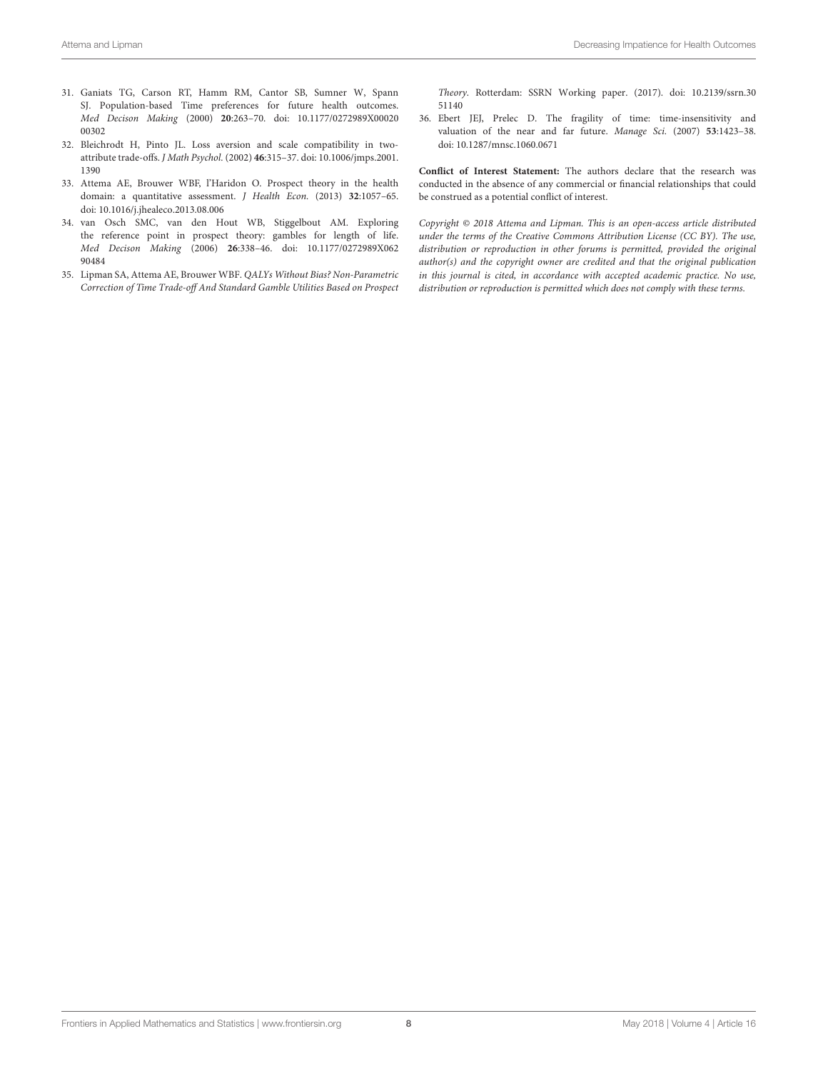31. Ganiats TG, Carson RT, Hamm RM, Cantor SB, Sumner W, Spann SJ. Population-based Time preferences for future health outcomes. *Med Decison Making* (2000) **20**:263–70. doi: 10.1177/0272989X0002000302

32. Bleichrodt H, Pinto JL. Loss aversion and scale compatibility in two-attribute trade-offs. *J Math Psychol.* (2002) **46**:315–37. doi: 10.1006/jmps.2001.1390

33. Attema AE, Brouwer WBF, l'Haridon O. Prospect theory in the health domain: a quantitative assessment. *J Health Econ.* (2013) **32**:1057–65. doi: 10.1016/j.jhealeco.2013.08.006

34. van Osch SMC, van den Hout WB, Stiggelbout AM. Exploring the reference point in prospect theory: gambles for length of life. *Med Decison Making* (2006) **26**:338–46. doi: 10.1177/0272989X06290484

35. Lipman SA, Attema AE, Brouwer WBF. *QALYs Without Bias? Non-Parametric Correction of Time Trade-off And Standard Gamble Utilities Based on Prospect Theory*. Rotterdam: SSRN Working paper. (2017). doi: 10.2139/ssrn.3051140

36. Ebert JEJ, Prelec D. The fragility of time: time-insensitivity and valuation of the near and far future. *Manage Sci.* (2007) **53**:1423–38. doi: 10.1287/mnsc.1060.0671

**Conflict of Interest Statement:** The authors declare that the research was conducted in the absence of any commercial or financial relationships that could be construed as a potential conflict of interest.

*Copyright © 2018 Attema and Lipman. This is an open-access article distributed under the terms of the Creative Commons Attribution License (CC BY). The use, distribution or reproduction in other forums is permitted, provided the original author(s) and the copyright owner are credited and that the original publication in this journal is cited, in accordance with accepted academic practice. No use, distribution or reproduction is permitted which does not comply with these terms.*